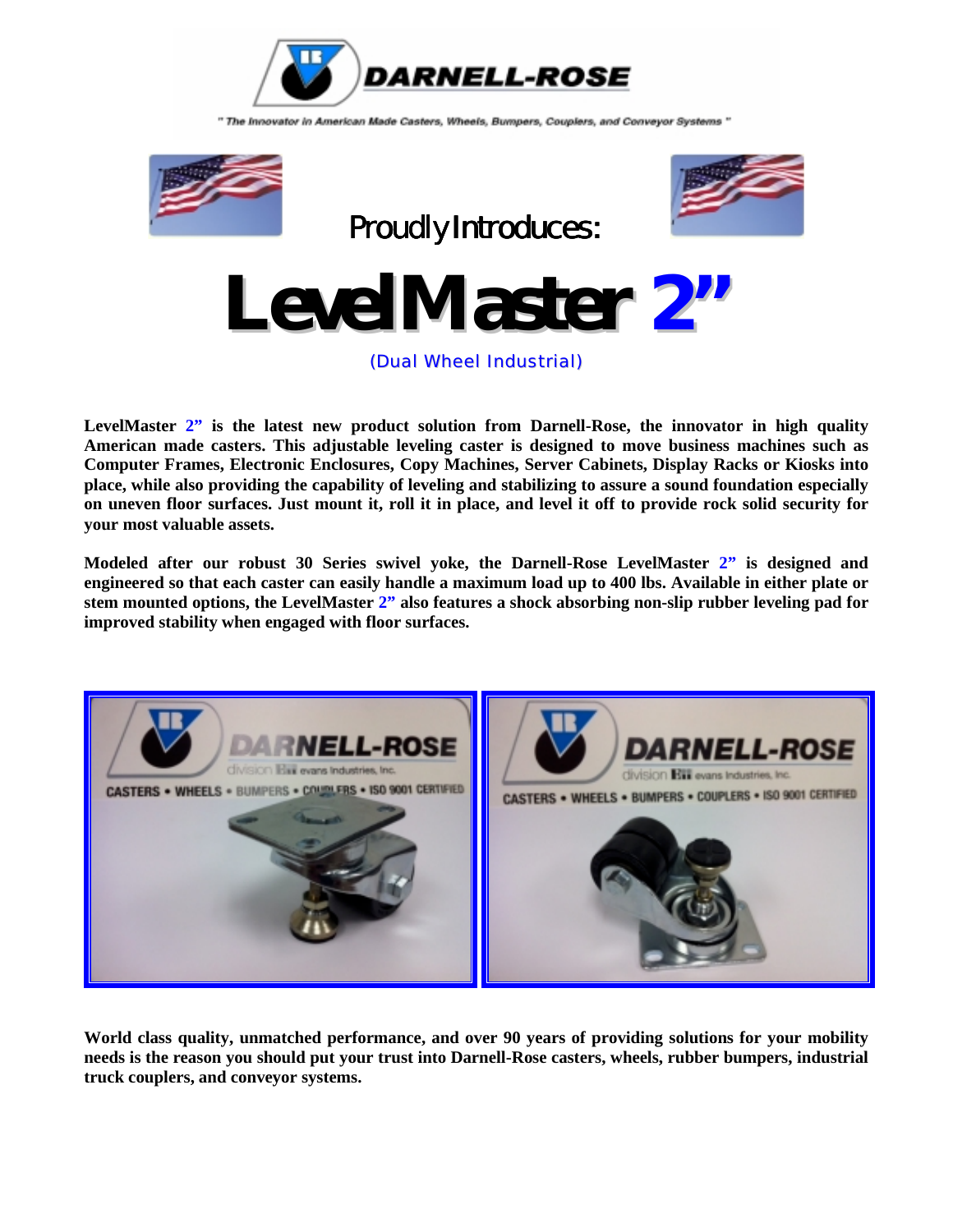DARNELL-ROSE

" The Innovator in American Made Casters, Wheels, Bumpers, Couplers, and Conveyor Systems "

Proudly Introduces:

# LevelMaster 2"

(Dual Wheel Industrial)

**LevelMaster 2" is the latest new product solution from Darnell-Rose, the innovator in high quality American made casters. This adjustable leveling caster is designed to move business machines such as Computer Frames, Electronic Enclosures, Copy Machines, Server Cabinets, Display Racks or Kiosks into place, while also providing the capability of leveling and stabilizing to assure a sound foundation especially on uneven floor surfaces. Just mount it, roll it in place, and level it off to provide rock solid security for your most valuable assets.**

**Modeled after our robust 30 Series swivel yoke, the Darnell-Rose LevelMaster 2" is designed and engineered so that each caster can easily handle a maximum load up to 400 lbs. Available in either plate or stem mounted options, the LevelMaster 2" also features a shock absorbing non-slip rubber leveling pad for improved stability when engaged with floor surfaces.**

**World class quality, unmatched performance, and over 90 years of providing solutions for your mobility needs is the reason you should put your trust into Darnell-Rose casters, wheels, rubber bumpers, industrial truck couplers, and conveyor systems.**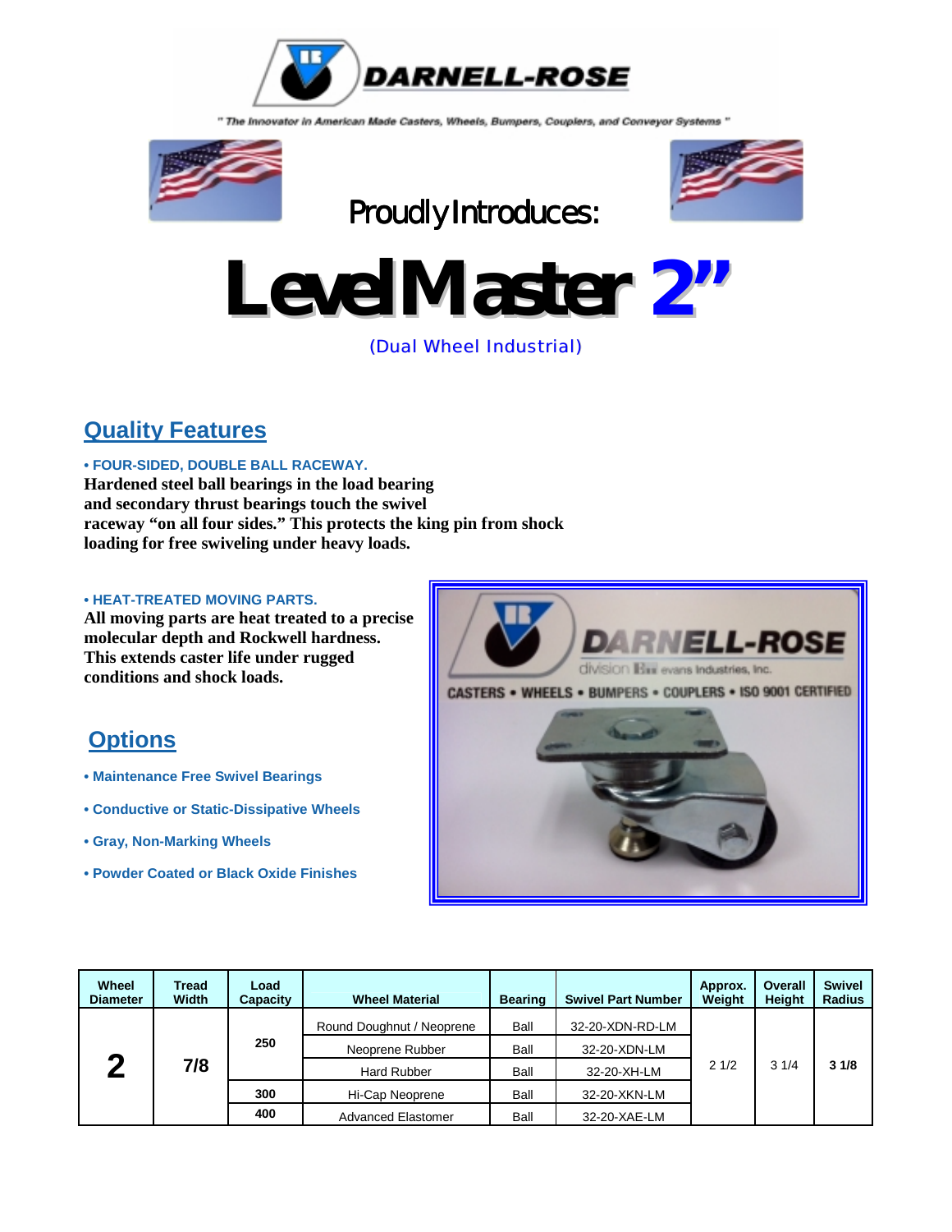# DARNELL-ROSE

" The Innovator in American Made Casters, Wheels, Bumpers, Couplers, and Conveyor Systems "

Proudly Introduces:

# LevelMaster 2"

(Dual Wheel Industrial)

## Quality Features

**• FOUR-SIDED, DOUBLE BALL RACEWAY.**

**Hardened steel ball bearings in the load bearing and secondary thrust bearings touch the swivel raceway "on all four sides." This protects the king pin from shock loading for free swiveling under heavy loads.**

**• HEAT-TREATED MOVING PARTS.**

**All moving parts are heat treated to a precise molecular depth and Rockwell hardness. This extends caster life under rugged conditions and shock loads.**

## Options

- **Maintenance Free Swivel Bearings**
- **Conductive or Static-Dissipative Wheels**
- **Gray, Non-Marking Wheels**
- **Powder Coated or Black Oxide Finishes**

| Wheel Diameter | Tread Width | Load Capacity | Wheel Material | Bearing | Swivel Part Number | Approx. Weight | Overall Height | Swivel Radius |
|---|---|---|---|---|---|---|---|---|
| **2** | **7/8** | **250** | Round Doughnut / Neoprene | Ball | 32-20-XDN-RD-LM | 2 1/2 | 3 1/4 | **3 1/8** |
| | | | Neoprene Rubber | Ball | 32-20-XDN-LM | | | |
| | | | Hard Rubber | Ball | 32-20-XH-LM | | | |
| | | **300** | Hi-Cap Neoprene | Ball | 32-20-XKN-LM | | | |
| | | **400** | Advanced Elastomer | Ball | 32-20-XAE-LM | | | |